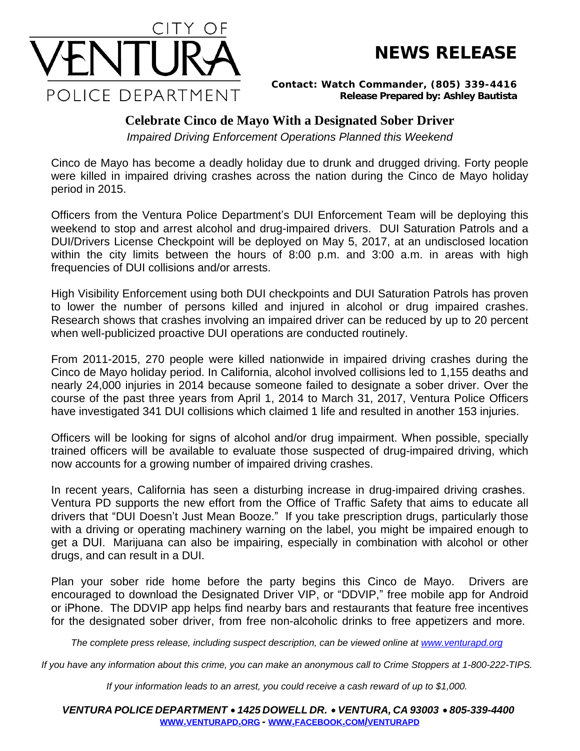CITY OF
VENTURA
POLICE DEPARTMENT

# NEWS RELEASE

**Contact: Watch Commander, (805) 339-4416**
**Release Prepared by: Ashley Bautista**

## Celebrate Cinco de Mayo With a Designated Sober Driver

*Impaired Driving Enforcement Operations Planned this Weekend*

Cinco de Mayo has become a deadly holiday due to drunk and drugged driving. Forty people were killed in impaired driving crashes across the nation during the Cinco de Mayo holiday period in 2015.

Officers from the Ventura Police Department's DUI Enforcement Team will be deploying this weekend to stop and arrest alcohol and drug-impaired drivers. DUI Saturation Patrols and a DUI/Drivers License Checkpoint will be deployed on May 5, 2017, at an undisclosed location within the city limits between the hours of 8:00 p.m. and 3:00 a.m. in areas with high frequencies of DUI collisions and/or arrests.

High Visibility Enforcement using both DUI checkpoints and DUI Saturation Patrols has proven to lower the number of persons killed and injured in alcohol or drug impaired crashes. Research shows that crashes involving an impaired driver can be reduced by up to 20 percent when well-publicized proactive DUI operations are conducted routinely.

From 2011-2015, 270 people were killed nationwide in impaired driving crashes during the Cinco de Mayo holiday period. In California, alcohol involved collisions led to 1,155 deaths and nearly 24,000 injuries in 2014 because someone failed to designate a sober driver. Over the course of the past three years from April 1, 2014 to March 31, 2017, Ventura Police Officers have investigated 341 DUI collisions which claimed 1 life and resulted in another 153 injuries.

Officers will be looking for signs of alcohol and/or drug impairment. When possible, specially trained officers will be available to evaluate those suspected of drug-impaired driving, which now accounts for a growing number of impaired driving crashes.

In recent years, California has seen a disturbing increase in drug-impaired driving crashes. Ventura PD supports the new effort from the Office of Traffic Safety that aims to educate all drivers that "DUI Doesn't Just Mean Booze." If you take prescription drugs, particularly those with a driving or operating machinery warning on the label, you might be impaired enough to get a DUI. Marijuana can also be impairing, especially in combination with alcohol or other drugs, and can result in a DUI.

Plan your sober ride home before the party begins this Cinco de Mayo. Drivers are encouraged to download the Designated Driver VIP, or "DDVIP," free mobile app for Android or iPhone. The DDVIP app helps find nearby bars and restaurants that feature free incentives for the designated sober driver, from free non-alcoholic drinks to free appetizers and more.

*The complete press release, including suspect description, can be viewed online at [www.venturapd.org](http://www.venturapd.org)*

*If you have any information about this crime, you can make an anonymous call to Crime Stoppers at 1-800-222-TIPS.*

*If your information leads to an arrest, you could receive a cash reward of up to $1,000.*

***VENTURA POLICE DEPARTMENT • 1425 DOWELL DR. • VENTURA, CA 93003 • 805-339-4400***
**WWW.VENTURAPD.ORG - WWW.FACEBOOK.COM/VENTURAPD**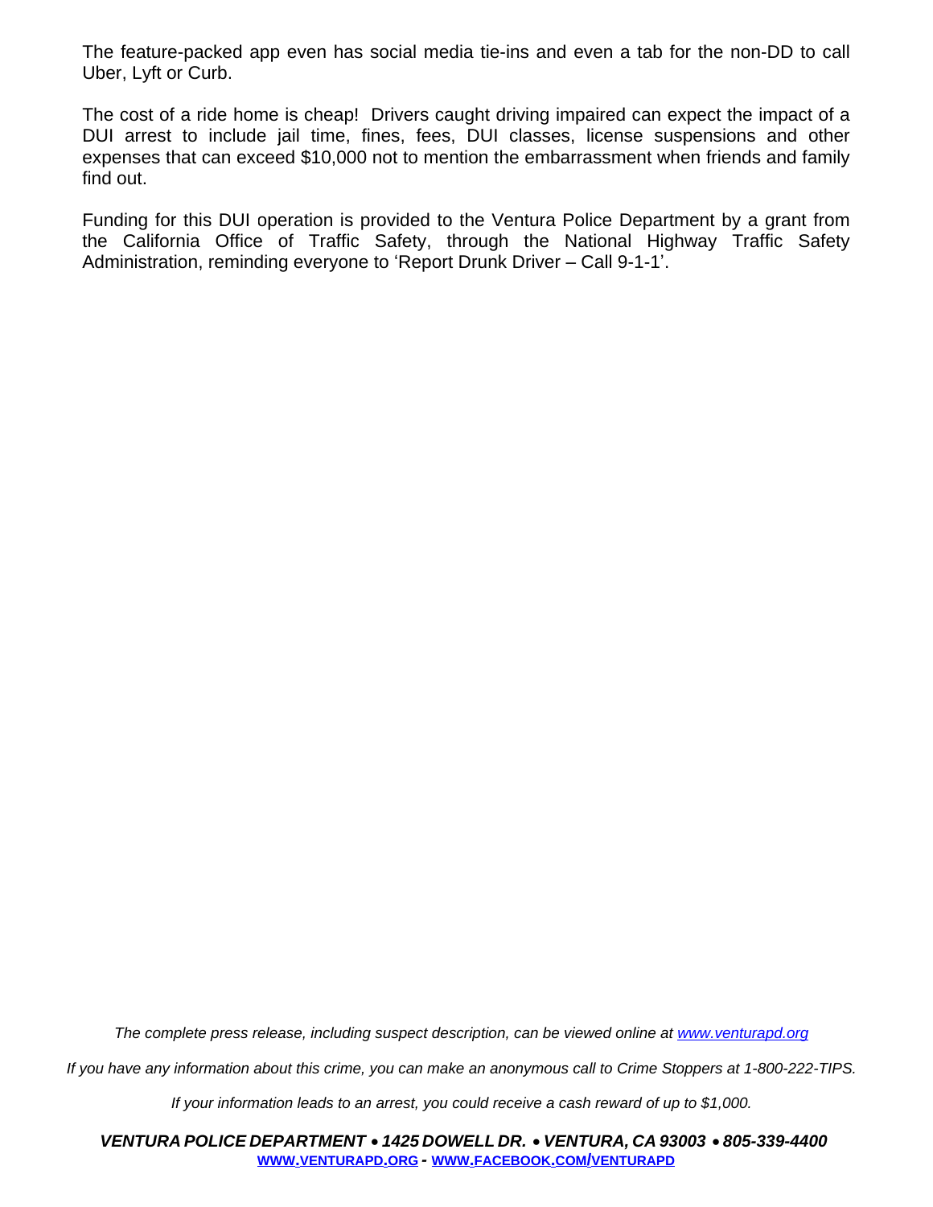The feature-packed app even has social media tie-ins and even a tab for the non-DD to call Uber, Lyft or Curb.

The cost of a ride home is cheap! Drivers caught driving impaired can expect the impact of a DUI arrest to include jail time, fines, fees, DUI classes, license suspensions and other expenses that can exceed $10,000 not to mention the embarrassment when friends and family find out.

Funding for this DUI operation is provided to the Ventura Police Department by a grant from the California Office of Traffic Safety, through the National Highway Traffic Safety Administration, reminding everyone to 'Report Drunk Driver – Call 9-1-1'.

*The complete press release, including suspect description, can be viewed online at www.venturapd.org*

*If you have any information about this crime, you can make an anonymous call to Crime Stoppers at 1-800-222-TIPS.*

*If your information leads to an arrest, you could receive a cash reward of up to $1,000.*

***VENTURA POLICE DEPARTMENT • 1425 DOWELL DR. • VENTURA, CA 93003 • 805-339-4400***

**WWW.VENTURAPD.ORG - WWW.FACEBOOK.COM/VENTURAPD**